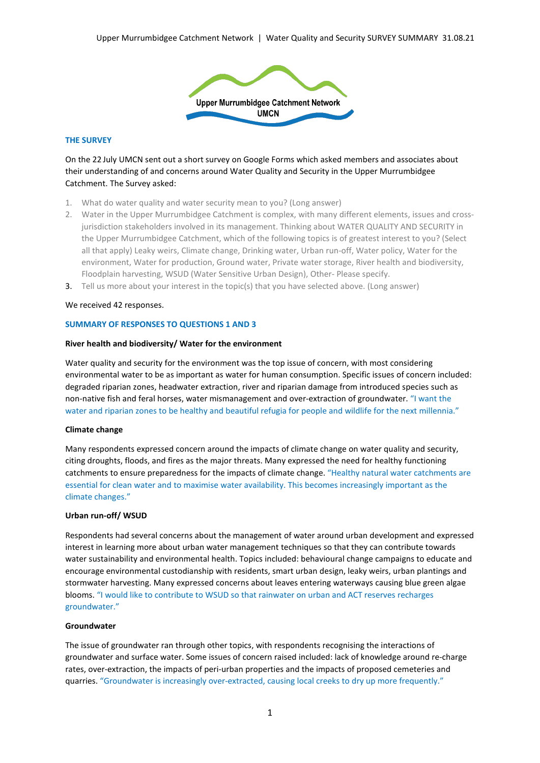Upper Murrumbidgee Catchment Network
UMCN

## THE SURVEY

On the 22 July UMCN sent out a short survey on Google Forms which asked members and associates about their understanding of and concerns around Water Quality and Security in the Upper Murrumbidgee Catchment. The Survey asked:

1. What do water quality and water security mean to you? (Long answer)
2. Water in the Upper Murrumbidgee Catchment is complex, with many different elements, issues and cross-jurisdiction stakeholders involved in its management. Thinking about WATER QUALITY AND SECURITY in the Upper Murrumbidgee Catchment, which of the following topics is of greatest interest to you? (Select all that apply) Leaky weirs, Climate change, Drinking water, Urban run-off, Water policy, Water for the environment, Water for production, Ground water, Private water storage, River health and biodiversity, Floodplain harvesting, WSUD (Water Sensitive Urban Design), Other- Please specify.
3. Tell us more about your interest in the topic(s) that you have selected above. (Long answer)

We received 42 responses.

## SUMMARY OF RESPONSES TO QUESTIONS 1 AND 3

### River health and biodiversity/ Water for the environment

Water quality and security for the environment was the top issue of concern, with most considering environmental water to be as important as water for human consumption. Specific issues of concern included: degraded riparian zones, headwater extraction, river and riparian damage from introduced species such as non-native fish and feral horses, water mismanagement and over-extraction of groundwater. "I want the water and riparian zones to be healthy and beautiful refugia for people and wildlife for the next millennia."

### Climate change

Many respondents expressed concern around the impacts of climate change on water quality and security, citing droughts, floods, and fires as the major threats. Many expressed the need for healthy functioning catchments to ensure preparedness for the impacts of climate change. "Healthy natural water catchments are essential for clean water and to maximise water availability. This becomes increasingly important as the climate changes."

### Urban run-off/ WSUD

Respondents had several concerns about the management of water around urban development and expressed interest in learning more about urban water management techniques so that they can contribute towards water sustainability and environmental health. Topics included: behavioural change campaigns to educate and encourage environmental custodianship with residents, smart urban design, leaky weirs, urban plantings and stormwater harvesting. Many expressed concerns about leaves entering waterways causing blue green algae blooms. "I would like to contribute to WSUD so that rainwater on urban and ACT reserves recharges groundwater."

### Groundwater

The issue of groundwater ran through other topics, with respondents recognising the interactions of groundwater and surface water. Some issues of concern raised included: lack of knowledge around re-charge rates, over-extraction, the impacts of peri-urban properties and the impacts of proposed cemeteries and quarries. "Groundwater is increasingly over-extracted, causing local creeks to dry up more frequently."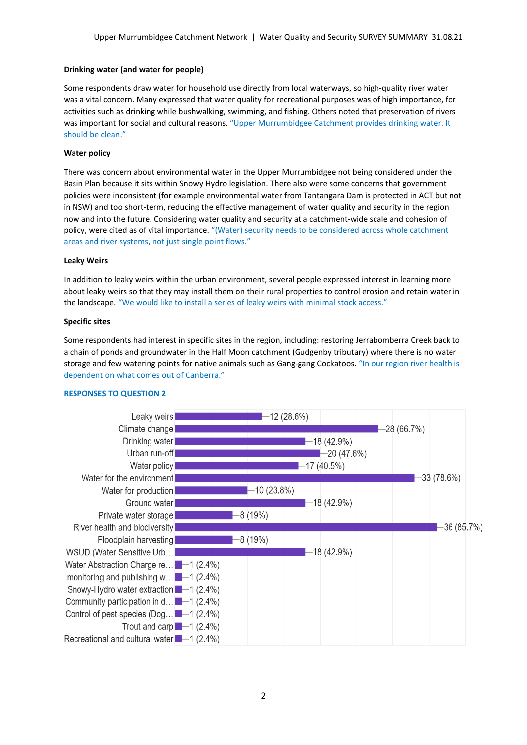**Drinking water (and water for people)**

Some respondents draw water for household use directly from local waterways, so high-quality river water was a vital concern. Many expressed that water quality for recreational purposes was of high importance, for activities such as drinking while bushwalking, swimming, and fishing. Others noted that preservation of rivers was important for social and cultural reasons. "Upper Murrumbidgee Catchment provides drinking water. It should be clean."

**Water policy**

There was concern about environmental water in the Upper Murrumbidgee not being considered under the Basin Plan because it sits within Snowy Hydro legislation. There also were some concerns that government policies were inconsistent (for example environmental water from Tantangara Dam is protected in ACT but not in NSW) and too short-term, reducing the effective management of water quality and security in the region now and into the future. Considering water quality and security at a catchment-wide scale and cohesion of policy, were cited as of vital importance. "(Water) security needs to be considered across whole catchment areas and river systems, not just single point flows."

**Leaky Weirs**

In addition to leaky weirs within the urban environment, several people expressed interest in learning more about leaky weirs so that they may install them on their rural properties to control erosion and retain water in the landscape. "We would like to install a series of leaky weirs with minimal stock access."

**Specific sites**

Some respondents had interest in specific sites in the region, including: restoring Jerrabomberra Creek back to a chain of ponds and groundwater in the Half Moon catchment (Gudgenby tributary) where there is no water storage and few watering points for native animals such as Gang-gang Cockatoos. "In our region river health is dependent on what comes out of Canberra."

**RESPONSES TO QUESTION 2**

Leaky weirs — 12 (28.6%)
Climate change — 28 (66.7%)
Drinking water — 18 (42.9%)
Urban run-off — 20 (47.6%)
Water policy — 17 (40.5%)
Water for the environment — 33 (78.6%)
Water for production — 10 (23.8%)
Ground water — 18 (42.9%)
Private water storage — 8 (19%)
River health and biodiversity — 36 (85.7%)
Floodplain harvesting — 8 (19%)
WSUD (Water Sensitive Urb… — 18 (42.9%)
Water Abstraction Charge re… — 1 (2.4%)
monitoring and publishing w… — 1 (2.4%)
Snowy-Hydro water extraction — 1 (2.4%)
Community participation in d… — 1 (2.4%)
Control of pest species (Dog… — 1 (2.4%)
Trout and carp — 1 (2.4%)
Recreational and cultural water — 1 (2.4%)